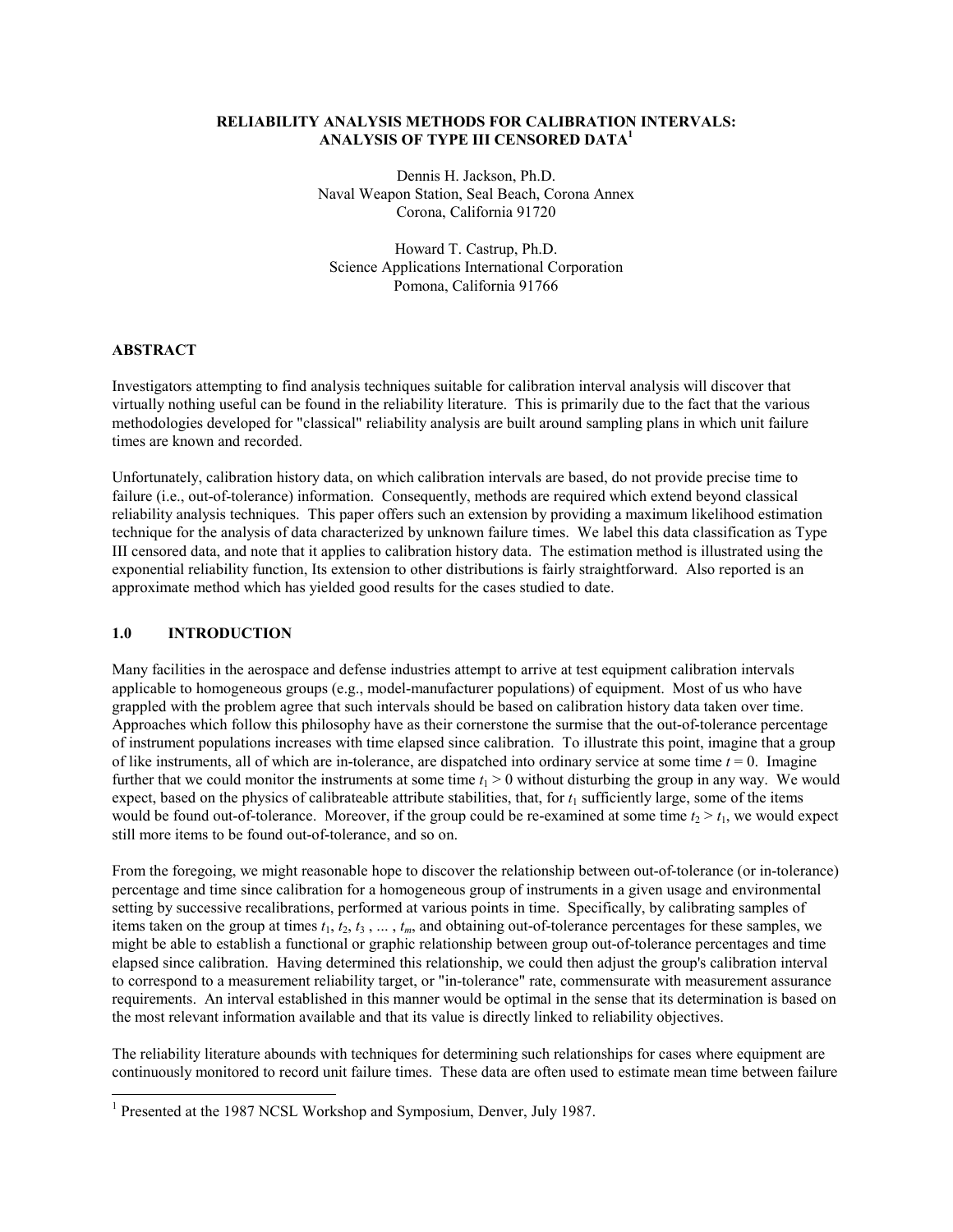# RELIABILITY ANALYSIS METHODS FOR CALIBRATION INTERVALS: ANALYSIS OF TYPE III CENSORED DATA[1]

Dennis H. Jackson, Ph.D.
Naval Weapon Station, Seal Beach, Corona Annex
Corona, California 91720

Howard T. Castrup, Ph.D.
Science Applications International Corporation
Pomona, California 91766

## ABSTRACT

Investigators attempting to find analysis techniques suitable for calibration interval analysis will discover that virtually nothing useful can be found in the reliability literature. This is primarily due to the fact that the various methodologies developed for "classical" reliability analysis are built around sampling plans in which unit failure times are known and recorded.

Unfortunately, calibration history data, on which calibration intervals are based, do not provide precise time to failure (i.e., out-of-tolerance) information. Consequently, methods are required which extend beyond classical reliability analysis techniques. This paper offers such an extension by providing a maximum likelihood estimation technique for the analysis of data characterized by unknown failure times. We label this data classification as Type III censored data, and note that it applies to calibration history data. The estimation method is illustrated using the exponential reliability function, Its extension to other distributions is fairly straightforward. Also reported is an approximate method which has yielded good results for the cases studied to date.

## 1.0 INTRODUCTION

Many facilities in the aerospace and defense industries attempt to arrive at test equipment calibration intervals applicable to homogeneous groups (e.g., model-manufacturer populations) of equipment. Most of us who have grappled with the problem agree that such intervals should be based on calibration history data taken over time. Approaches which follow this philosophy have as their cornerstone the surmise that the out-of-tolerance percentage of instrument populations increases with time elapsed since calibration. To illustrate this point, imagine that a group of like instruments, all of which are in-tolerance, are dispatched into ordinary service at some time $t = 0$. Imagine further that we could monitor the instruments at some time $t_1 > 0$ without disturbing the group in any way. We would expect, based on the physics of calibrateable attribute stabilities, that, for $t_1$ sufficiently large, some of the items would be found out-of-tolerance. Moreover, if the group could be re-examined at some time $t_2 > t_1$, we would expect still more items to be found out-of-tolerance, and so on.

From the foregoing, we might reasonable hope to discover the relationship between out-of-tolerance (or in-tolerance) percentage and time since calibration for a homogeneous group of instruments in a given usage and environmental setting by successive recalibrations, performed at various points in time. Specifically, by calibrating samples of items taken on the group at times $t_1, t_2, t_3, \ldots, t_m$, and obtaining out-of-tolerance percentages for these samples, we might be able to establish a functional or graphic relationship between group out-of-tolerance percentages and time elapsed since calibration. Having determined this relationship, we could then adjust the group's calibration interval to correspond to a measurement reliability target, or "in-tolerance" rate, commensurate with measurement assurance requirements. An interval established in this manner would be optimal in the sense that its determination is based on the most relevant information available and that its value is directly linked to reliability objectives.

The reliability literature abounds with techniques for determining such relationships for cases where equipment are continuously monitored to record unit failure times. These data are often used to estimate mean time between failure

[1] Presented at the 1987 NCSL Workshop and Symposium, Denver, July 1987.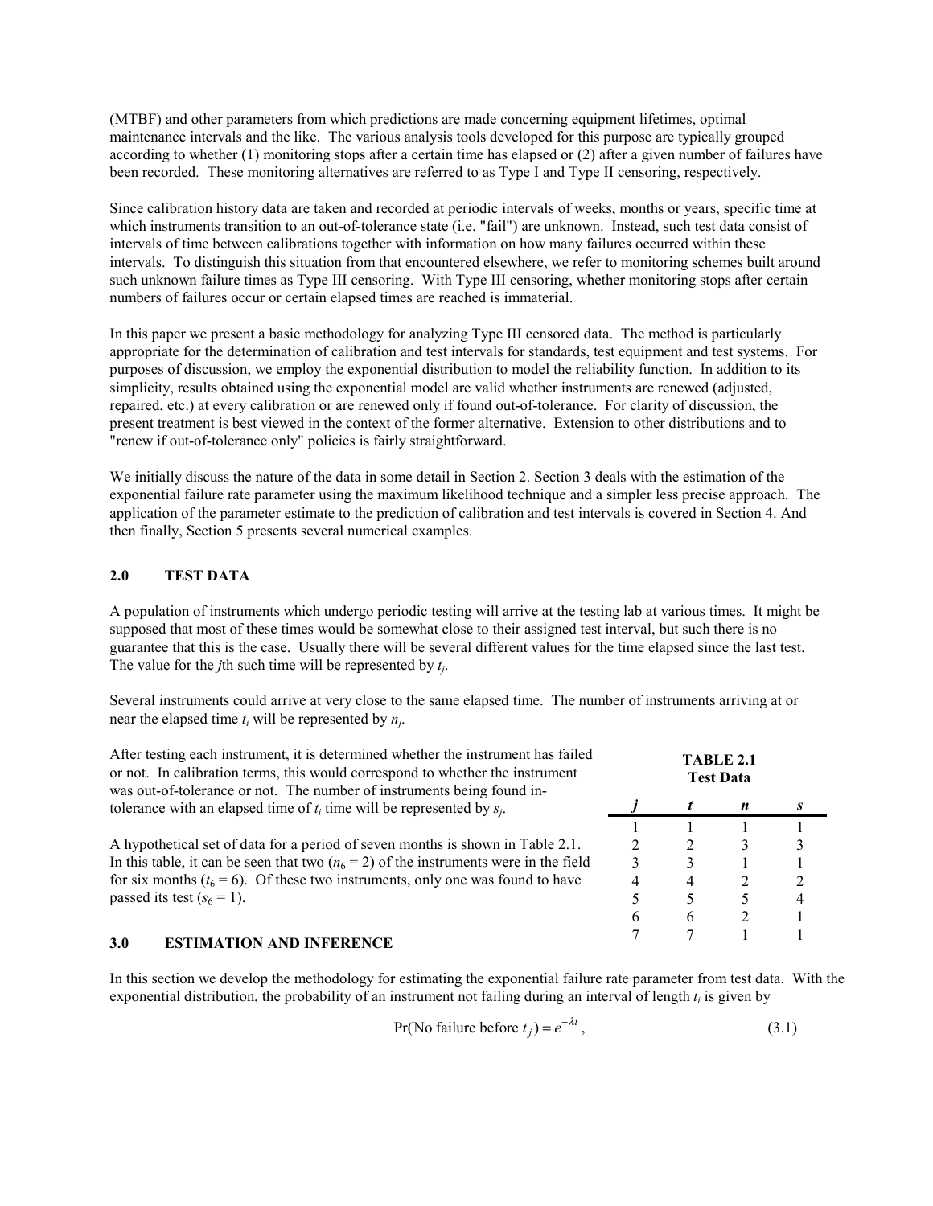(MTBF) and other parameters from which predictions are made concerning equipment lifetimes, optimal maintenance intervals and the like. The various analysis tools developed for this purpose are typically grouped according to whether (1) monitoring stops after a certain time has elapsed or (2) after a given number of failures have been recorded. These monitoring alternatives are referred to as Type I and Type II censoring, respectively.

Since calibration history data are taken and recorded at periodic intervals of weeks, months or years, specific time at which instruments transition to an out-of-tolerance state (i.e. "fail") are unknown. Instead, such test data consist of intervals of time between calibrations together with information on how many failures occurred within these intervals. To distinguish this situation from that encountered elsewhere, we refer to monitoring schemes built around such unknown failure times as Type III censoring. With Type III censoring, whether monitoring stops after certain numbers of failures occur or certain elapsed times are reached is immaterial.

In this paper we present a basic methodology for analyzing Type III censored data. The method is particularly appropriate for the determination of calibration and test intervals for standards, test equipment and test systems. For purposes of discussion, we employ the exponential distribution to model the reliability function. In addition to its simplicity, results obtained using the exponential model are valid whether instruments are renewed (adjusted, repaired, etc.) at every calibration or are renewed only if found out-of-tolerance. For clarity of discussion, the present treatment is best viewed in the context of the former alternative. Extension to other distributions and to "renew if out-of-tolerance only" policies is fairly straightforward.

We initially discuss the nature of the data in some detail in Section 2. Section 3 deals with the estimation of the exponential failure rate parameter using the maximum likelihood technique and a simpler less precise approach. The application of the parameter estimate to the prediction of calibration and test intervals is covered in Section 4. And then finally, Section 5 presents several numerical examples.

## 2.0 TEST DATA

A population of instruments which undergo periodic testing will arrive at the testing lab at various times. It might be supposed that most of these times would be somewhat close to their assigned test interval, but such there is no guarantee that this is the case. Usually there will be several different values for the time elapsed since the last test. The value for the $j$th such time will be represented by $t_j$.

Several instruments could arrive at very close to the same elapsed time. The number of instruments arriving at or near the elapsed time $t_i$ will be represented by $n_j$.

After testing each instrument, it is determined whether the instrument has failed or not. In calibration terms, this would correspond to whether the instrument was out-of-tolerance or not. The number of instruments being found in-tolerance with an elapsed time of $t_i$ time will be represented by $s_j$.

A hypothetical set of data for a period of seven months is shown in Table 2.1. In this table, it can be seen that two ($n_6 = 2$) of the instruments were in the field for six months ($t_6 = 6$). Of these two instruments, only one was found to have passed its test ($s_6 = 1$).

**TABLE 2.1**
**Test Data**

| *j* | *t* | *n* | *s* |
|---|---|---|---|
| 1 | 1 | 1 | 1 |
| 2 | 2 | 3 | 3 |
| 3 | 3 | 1 | 1 |
| 4 | 4 | 2 | 2 |
| 5 | 5 | 5 | 4 |
| 6 | 6 | 2 | 1 |
| 7 | 7 | 1 | 1 |

## 3.0 ESTIMATION AND INFERENCE

In this section we develop the methodology for estimating the exponential failure rate parameter from test data. With the exponential distribution, the probability of an instrument not failing during an interval of length $t_i$ is given by

$$\Pr(\text{No failure before } t_j) = e^{-\lambda t}, \tag{3.1}$$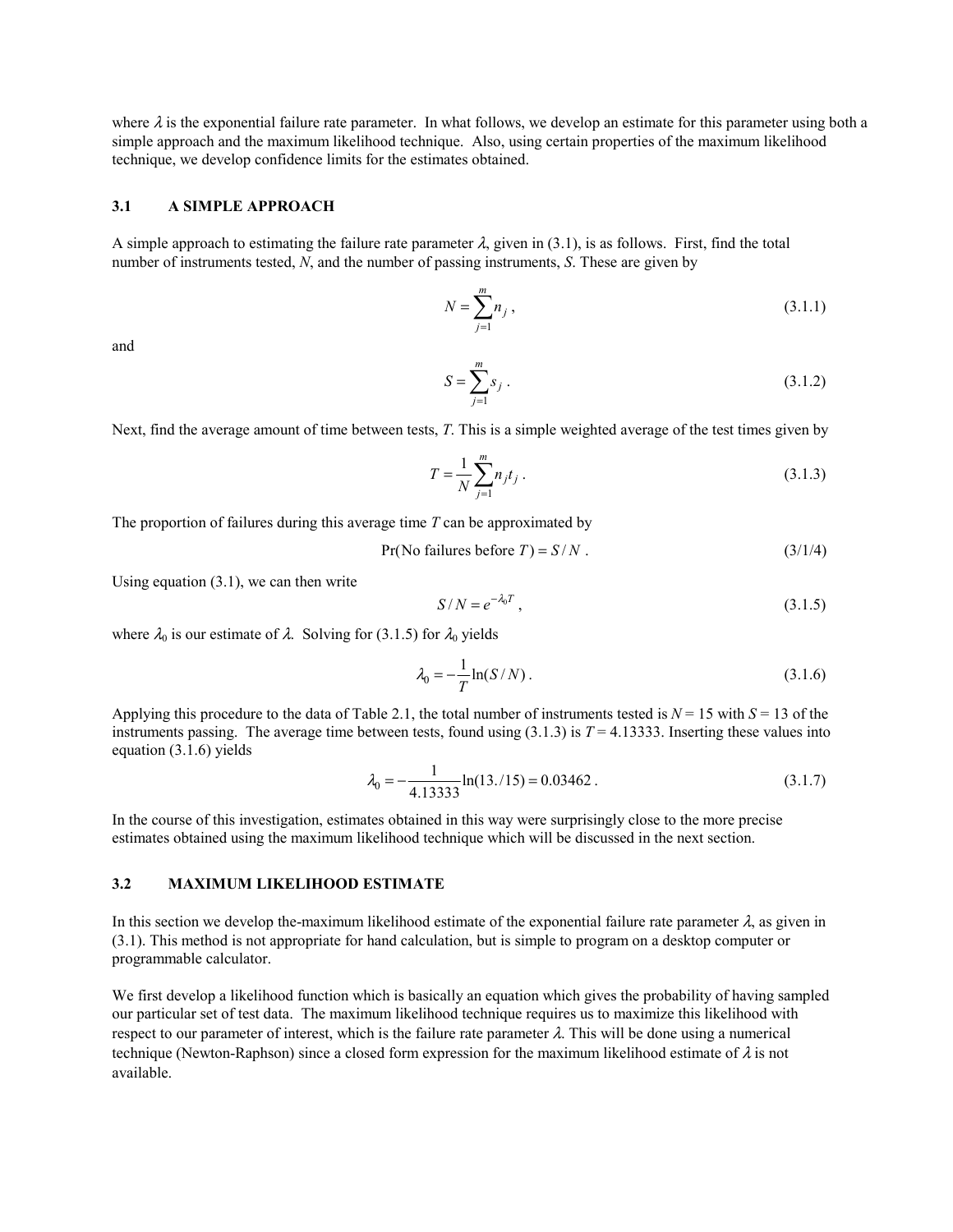where $\lambda$ is the exponential failure rate parameter. In what follows, we develop an estimate for this parameter using both a simple approach and the maximum likelihood technique. Also, using certain properties of the maximum likelihood technique, we develop confidence limits for the estimates obtained.

### 3.1 A SIMPLE APPROACH

A simple approach to estimating the failure rate parameter $\lambda$, given in (3.1), is as follows. First, find the total number of instruments tested, $N$, and the number of passing instruments, $S$. These are given by

$$N = \sum_{j=1}^{m} n_j , \tag{3.1.1}$$

and

$$S = \sum_{j=1}^{m} s_j . \tag{3.1.2}$$

Next, find the average amount of time between tests, $T$. This is a simple weighted average of the test times given by

$$T = \frac{1}{N} \sum_{j=1}^{m} n_j t_j . \tag{3.1.3}$$

The proportion of failures during this average time $T$ can be approximated by

$$\Pr(\text{No failures before } T) = S / N . \tag{3/1/4}$$

Using equation (3.1), we can then write

$$S / N = e^{-\lambda_0 T} , \tag{3.1.5}$$

where $\lambda_0$ is our estimate of $\lambda$. Solving for (3.1.5) for $\lambda_0$ yields

$$\lambda_0 = -\frac{1}{T} \ln(S / N) . \tag{3.1.6}$$

Applying this procedure to the data of Table 2.1, the total number of instruments tested is $N = 15$ with $S = 13$ of the instruments passing. The average time between tests, found using (3.1.3) is $T = 4.13333$. Inserting these values into equation (3.1.6) yields

$$\lambda_0 = -\frac{1}{4.13333} \ln(13./15) = 0.03462 . \tag{3.1.7}$$

In the course of this investigation, estimates obtained in this way were surprisingly close to the more precise estimates obtained using the maximum likelihood technique which will be discussed in the next section.

### 3.2 MAXIMUM LIKELIHOOD ESTIMATE

In this section we develop the-maximum likelihood estimate of the exponential failure rate parameter $\lambda$, as given in (3.1). This method is not appropriate for hand calculation, but is simple to program on a desktop computer or programmable calculator.

We first develop a likelihood function which is basically an equation which gives the probability of having sampled our particular set of test data. The maximum likelihood technique requires us to maximize this likelihood with respect to our parameter of interest, which is the failure rate parameter $\lambda$. This will be done using a numerical technique (Newton-Raphson) since a closed form expression for the maximum likelihood estimate of $\lambda$ is not available.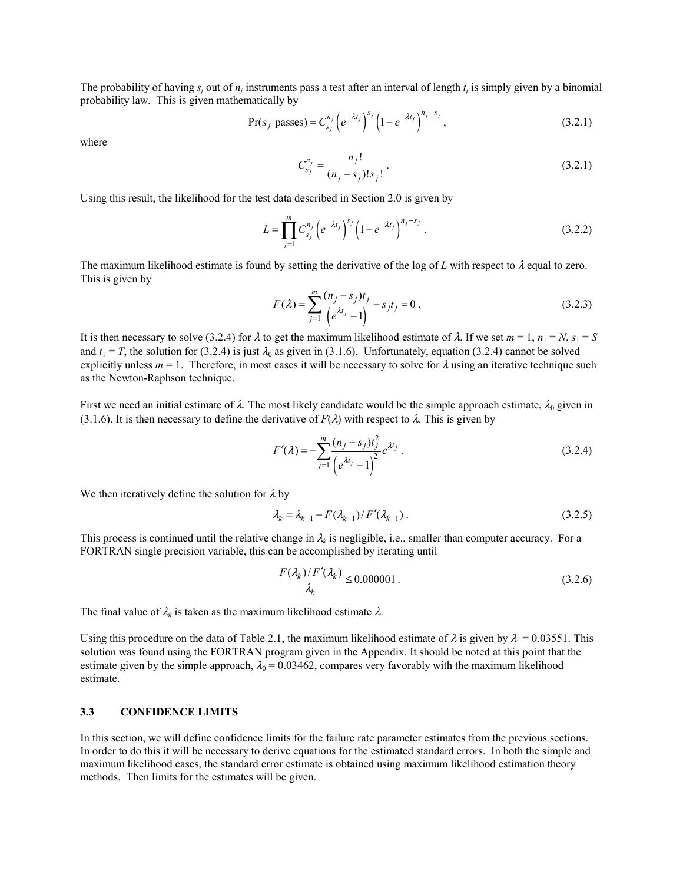The probability of having $s_j$ out of $n_j$ instruments pass a test after an interval of length $t_j$ is simply given by a binomial probability law. This is given mathematically by

$$\Pr(s_j \text{ passes}) = C_{s_j}^{n_j}\left(e^{-\lambda t_j}\right)^{s_j}\left(1-e^{-\lambda t_j}\right)^{n_j - s_j}, \tag{3.2.1}$$

where

$$C_{s_j}^{n_j} = \frac{n_j!}{(n_j - s_j)!\,s_j!}. \tag{3.2.1}$$

Using this result, the likelihood for the test data described in Section 2.0 is given by

$$L = \prod_{j=1}^{m} C_{s_j}^{n_j}\left(e^{-\lambda t_j}\right)^{s_j}\left(1-e^{-\lambda t_j}\right)^{n_j - s_j}. \tag{3.2.2}$$

The maximum likelihood estimate is found by setting the derivative of the log of $L$ with respect to $\lambda$ equal to zero. This is given by

$$F(\lambda) = \sum_{j=1}^{m} \frac{(n_j - s_j)t_j}{\left(e^{\lambda t_j} - 1\right)} - s_j t_j = 0. \tag{3.2.3}$$

It is then necessary to solve (3.2.4) for $\lambda$ to get the maximum likelihood estimate of $\lambda$. If we set $m = 1$, $n_1 = N$, $s_1 = S$ and $t_1 = T$, the solution for (3.2.4) is just $\lambda_0$ as given in (3.1.6). Unfortunately, equation (3.2.4) cannot be solved explicitly unless $m = 1$. Therefore, in most cases it will be necessary to solve for $\lambda$ using an iterative technique such as the Newton-Raphson technique.

First we need an initial estimate of $\lambda$. The most likely candidate would be the simple approach estimate, $\lambda_0$ given in (3.1.6). It is then necessary to define the derivative of $F(\lambda)$ with respect to $\lambda$. This is given by

$$F'(\lambda) = -\sum_{j=1}^{m} \frac{(n_j - s_j)t_j^2}{\left(e^{\lambda t_j} - 1\right)^2} e^{\lambda t_j}. \tag{3.2.4}$$

We then iteratively define the solution for $\lambda$ by

$$\lambda_k = \lambda_{k-1} - F(\lambda_{k-1}) / F'(\lambda_{k-1}). \tag{3.2.5}$$

This process is continued until the relative change in $\lambda_k$ is negligible, i.e., smaller than computer accuracy. For a FORTRAN single precision variable, this can be accomplished by iterating until

$$\frac{F(\lambda_k)/F'(\lambda_k)}{\lambda_k} \le 0.000001. \tag{3.2.6}$$

The final value of $\lambda_k$ is taken as the maximum likelihood estimate $\lambda$.

Using this procedure on the data of Table 2.1, the maximum likelihood estimate of $\lambda$ is given by $\lambda = 0.03551$. This solution was found using the FORTRAN program given in the Appendix. It should be noted at this point that the estimate given by the simple approach, $\lambda_0 = 0.03462$, compares very favorably with the maximum likelihood estimate.

### 3.3 CONFIDENCE LIMITS

In this section, we will define confidence limits for the failure rate parameter estimates from the previous sections. In order to do this it will be necessary to derive equations for the estimated standard errors. In both the simple and maximum likelihood cases, the standard error estimate is obtained using maximum likelihood estimation theory methods. Then limits for the estimates will be given.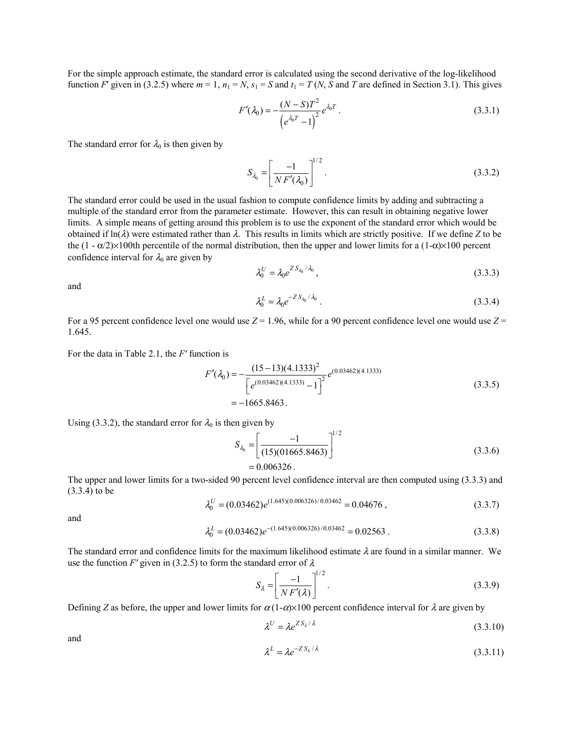For the simple approach estimate, the standard error is calculated using the second derivative of the log-likelihood function $F'$ given in (3.2.5) where $m = 1$, $n_1 = N$, $s_1 = S$ and $t_1 = T$ ($N$, $S$ and $T$ are defined in Section 3.1). This gives

$$F'(\lambda_0) = -\frac{(N-S)T^2}{\left(e^{\lambda_0 T}-1\right)^2} e^{\lambda_0 T} . \tag{3.3.1}$$

The standard error for $\lambda_0$ is then given by

$$S_{\lambda_0} = \left[\frac{-1}{N\,F'(\lambda_0)}\right]^{1/2} . \tag{3.3.2}$$

The standard error could be used in the usual fashion to compute confidence limits by adding and subtracting a multiple of the standard error from the parameter estimate. However, this can result in obtaining negative lower limits. A simple means of getting around this problem is to use the exponent of the standard error which would be obtained if $\ln(\lambda)$ were estimated rather than $\lambda$. This results in limits which are strictly positive. If we define $Z$ to be the $(1 - \alpha/2)\times100$th percentile of the normal distribution, then the upper and lower limits for a $(1-\alpha)\times100$ percent confidence interval for $\lambda_0$ are given by

$$\lambda_0^U = \lambda_0 e^{Z S_{\lambda_0}/\lambda_0} , \tag{3.3.3}$$

and

$$\lambda_0^L = \lambda_0 e^{-Z S_{\lambda_0}/\lambda_0} . \tag{3.3.4}$$

For a 95 percent confidence level one would use $Z = 1.96$, while for a 90 percent confidence level one would use $Z = 1.645$.

For the data in Table 2.1, the $F'$ function is

$$\begin{aligned} F'(\lambda_0) &= -\frac{(15-13)(4.1333)^2}{\left[e^{(0.03462)(4.1333)}-1\right]^2} e^{(0.03462)(4.1333)} \\ &= -1665.8463 . \end{aligned} \tag{3.3.5}$$

Using (3.3.2), the standard error for $\lambda_0$ is then given by

$$\begin{aligned} S_{\lambda_0} &= \left[\frac{-1}{(15)(01665.8463)}\right]^{1/2} \\ &= 0.006326 . \end{aligned} \tag{3.3.6}$$

The upper and lower limits for a two-sided 90 percent level confidence interval are then computed using (3.3.3) and (3.3.4) to be

$$\lambda_0^U = (0.03462)e^{(1.645)(0.006326)/0.03462} = 0.04676 , \tag{3.3.7}$$

and

$$\lambda_0^L = (0.03462)e^{-(1.645)(0.006326)/0.03462} = 0.02563 . \tag{3.3.8}$$

The standard error and confidence limits for the maximum likelihood estimate $\lambda$ are found in a similar manner. We use the function $F'$ given in (3.2.5) to form the standard error of $\lambda$

$$S_{\lambda} = \left[\frac{-1}{N\,F'(\lambda)}\right]^{1/2} . \tag{3.3.9}$$

Defining $Z$ as before, the upper and lower limits for $\alpha\,(1-\alpha)\times100$ percent confidence interval for $\lambda$ are given by

$$\lambda^U = \lambda e^{Z S_{\lambda}/\lambda} \tag{3.3.10}$$

and

$$\lambda^L = \lambda e^{-Z S_{\lambda}/\lambda} \tag{3.3.11}$$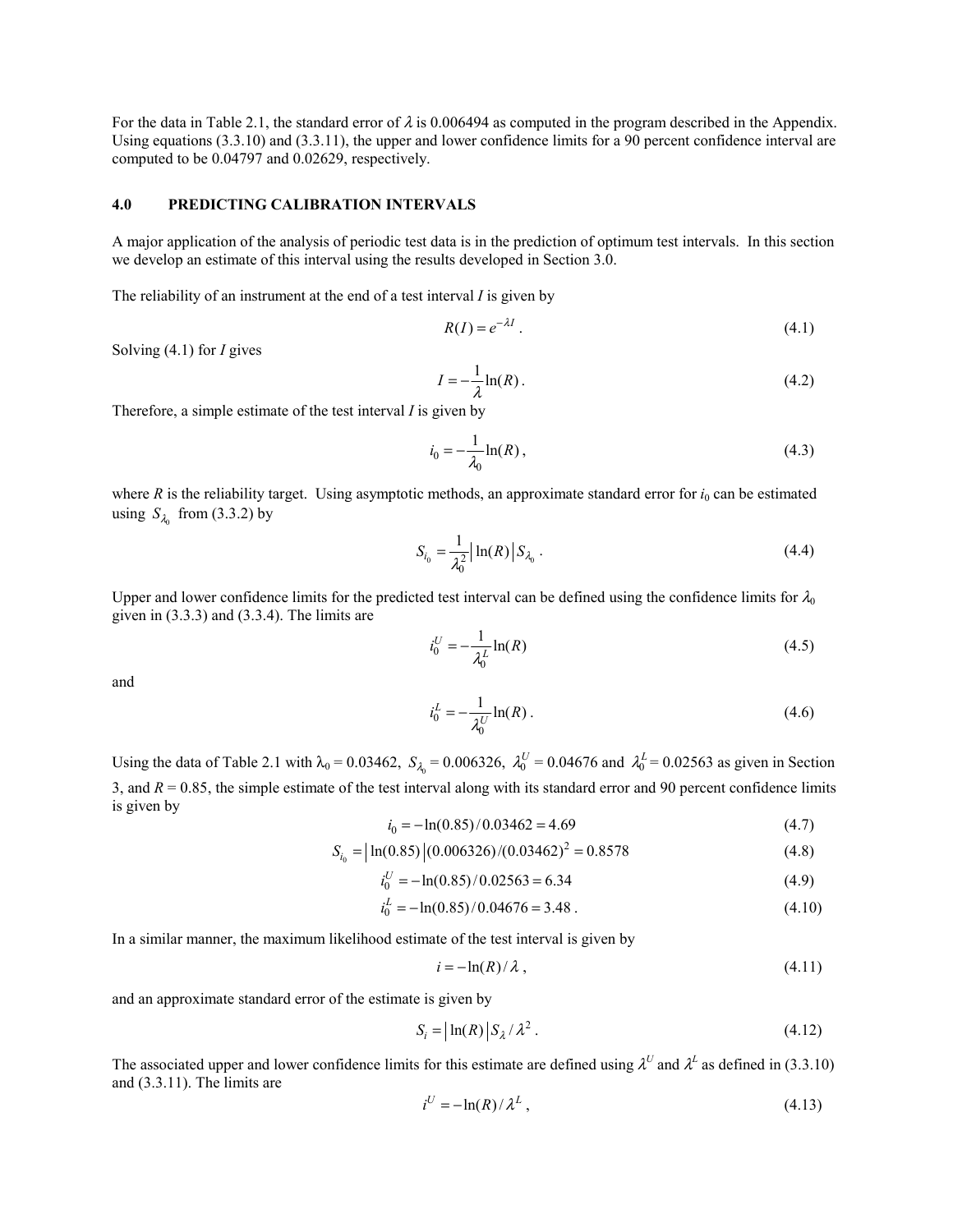For the data in Table 2.1, the standard error of $\lambda$ is 0.006494 as computed in the program described in the Appendix. Using equations (3.3.10) and (3.3.11), the upper and lower confidence limits for a 90 percent confidence interval are computed to be 0.04797 and 0.02629, respectively.

## 4.0 PREDICTING CALIBRATION INTERVALS

A major application of the analysis of periodic test data is in the prediction of optimum test intervals. In this section we develop an estimate of this interval using the results developed in Section 3.0.

The reliability of an instrument at the end of a test interval $I$ is given by

$$R(I) = e^{-\lambda I} . \tag{4.1}$$

Solving (4.1) for $I$ gives

$$I = -\frac{1}{\lambda}\ln(R) . \tag{4.2}$$

Therefore, a simple estimate of the test interval $I$ is given by

$$i_0 = -\frac{1}{\lambda_0}\ln(R) , \tag{4.3}$$

where $R$ is the reliability target. Using asymptotic methods, an approximate standard error for $i_0$ can be estimated using $S_{\lambda_0}$ from (3.3.2) by

$$S_{i_0} = \frac{1}{\lambda_0^2}\left|\ln(R)\right| S_{\lambda_0} . \tag{4.4}$$

Upper and lower confidence limits for the predicted test interval can be defined using the confidence limits for $\lambda_0$ given in (3.3.3) and (3.3.4). The limits are

$$i_0^U = -\frac{1}{\lambda_0^L}\ln(R) \tag{4.5}$$

and

$$i_0^L = -\frac{1}{\lambda_0^U}\ln(R) . \tag{4.6}$$

Using the data of Table 2.1 with $\lambda_0 = 0.03462$, $S_{\lambda_0} = 0.006326$, $\lambda_0^U = 0.04676$ and $\lambda_0^L = 0.02563$ as given in Section 3, and $R = 0.85$, the simple estimate of the test interval along with its standard error and 90 percent confidence limits is given by

$$i_0 = -\ln(0.85)/0.03462 = 4.69 \tag{4.7}$$

$$S_{i_0} = \left|\ln(0.85)\right|(0.006326)/(0.03462)^2 = 0.8578 \tag{4.8}$$

$$i_0^U = -\ln(0.85)/0.02563 = 6.34 \tag{4.9}$$

$$i_0^L = -\ln(0.85)/0.04676 = 3.48 . \tag{4.10}$$

In a similar manner, the maximum likelihood estimate of the test interval is given by

$$i = -\ln(R)/\lambda , \tag{4.11}$$

and an approximate standard error of the estimate is given by

$$S_i = \left|\ln(R)\right| S_\lambda / \lambda^2 . \tag{4.12}$$

The associated upper and lower confidence limits for this estimate are defined using $\lambda^U$ and $\lambda^L$ as defined in (3.3.10) and (3.3.11). The limits are

$$i^U = -\ln(R)/\lambda^L , \tag{4.13}$$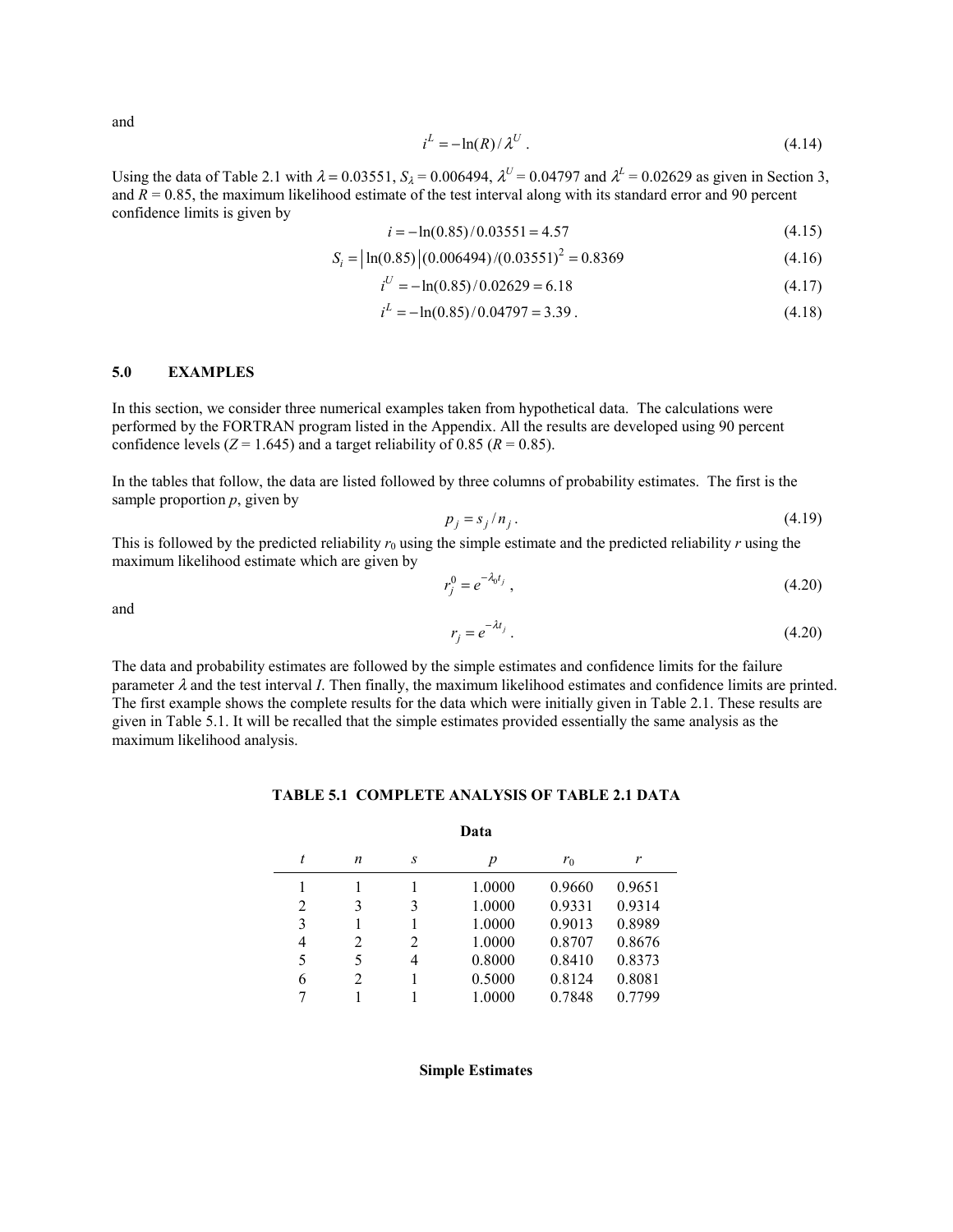and

$$i^L = -\ln(R)/\lambda^U \, . \tag{4.14}$$

Using the data of Table 2.1 with $\lambda = 0.03551$, $S_\lambda = 0.006494$, $\lambda^U = 0.04797$ and $\lambda^L = 0.02629$ as given in Section 3, and $R = 0.85$, the maximum likelihood estimate of the test interval along with its standard error and 90 percent confidence limits is given by

$$i = -\ln(0.85)/0.03551 = 4.57 \tag{4.15}$$

$$S_i = \left|\ln(0.85)\right|(0.006494)/(0.03551)^2 = 0.8369 \tag{4.16}$$

$$i^U = -\ln(0.85)/0.02629 = 6.18 \tag{4.17}$$

$$i^L = -\ln(0.85)/0.04797 = 3.39 \, . \tag{4.18}$$

## 5.0 EXAMPLES

In this section, we consider three numerical examples taken from hypothetical data. The calculations were performed by the FORTRAN program listed in the Appendix. All the results are developed using 90 percent confidence levels ($Z = 1.645$) and a target reliability of 0.85 ($R = 0.85$).

In the tables that follow, the data are listed followed by three columns of probability estimates. The first is the sample proportion $p$, given by

$$p_j = s_j / n_j \, . \tag{4.19}$$

This is followed by the predicted reliability $r_0$ using the simple estimate and the predicted reliability $r$ using the maximum likelihood estimate which are given by

$$r_j^0 = e^{-\lambda_0 t_j} \, , \tag{4.20}$$

and

$$r_j = e^{-\lambda t_j} \, . \tag{4.20}$$

The data and probability estimates are followed by the simple estimates and confidence limits for the failure parameter $\lambda$ and the test interval $I$. Then finally, the maximum likelihood estimates and confidence limits are printed. The first example shows the complete results for the data which were initially given in Table 2.1. These results are given in Table 5.1. It will be recalled that the simple estimates provided essentially the same analysis as the maximum likelihood analysis.

**TABLE 5.1 COMPLETE ANALYSIS OF TABLE 2.1 DATA**

**Data**

| $t$ | $n$ | $s$ | $p$ | $r_0$ | $r$ |
|---|---|---|---|---|---|
| 1 | 1 | 1 | 1.0000 | 0.9660 | 0.9651 |
| 2 | 3 | 3 | 1.0000 | 0.9331 | 0.9314 |
| 3 | 1 | 1 | 1.0000 | 0.9013 | 0.8989 |
| 4 | 2 | 2 | 1.0000 | 0.8707 | 0.8676 |
| 5 | 5 | 4 | 0.8000 | 0.8410 | 0.8373 |
| 6 | 2 | 1 | 0.5000 | 0.8124 | 0.8081 |
| 7 | 1 | 1 | 1.0000 | 0.7848 | 0.7799 |

**Simple Estimates**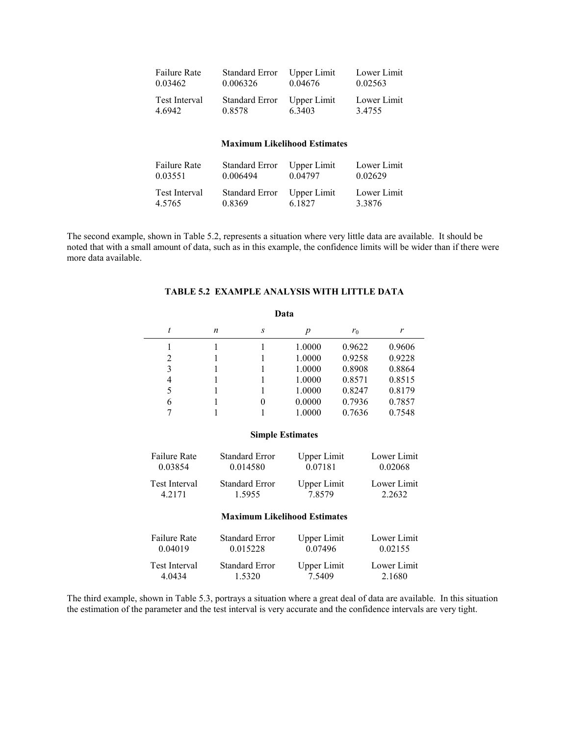| Failure Rate | Standard Error | Upper Limit | Lower Limit |
|---|---|---|---|
| 0.03462 | 0.006326 | 0.04676 | 0.02563 |

| Test Interval | Standard Error | Upper Limit | Lower Limit |
|---|---|---|---|
| 4.6942 | 0.8578 | 6.3403 | 3.4755 |

**Maximum Likelihood Estimates**

| Failure Rate | Standard Error | Upper Limit | Lower Limit |
|---|---|---|---|
| 0.03551 | 0.006494 | 0.04797 | 0.02629 |

| Test Interval | Standard Error | Upper Limit | Lower Limit |
|---|---|---|---|
| 4.5765 | 0.8369 | 6.1827 | 3.3876 |

The second example, shown in Table 5.2, represents a situation where very little data are available. It should be noted that with a small amount of data, such as in this example, the confidence limits will be wider than if there were more data available.

**TABLE 5.2 EXAMPLE ANALYSIS WITH LITTLE DATA**

**Data**

| $t$ | $n$ | $s$ | $p$ | $r_0$ | $r$ |
|---|---|---|---|---|---|
| 1 | 1 | 1 | 1.0000 | 0.9622 | 0.9606 |
| 2 | 1 | 1 | 1.0000 | 0.9258 | 0.9228 |
| 3 | 1 | 1 | 1.0000 | 0.8908 | 0.8864 |
| 4 | 1 | 1 | 1.0000 | 0.8571 | 0.8515 |
| 5 | 1 | 1 | 1.0000 | 0.8247 | 0.8179 |
| 6 | 1 | 0 | 0.0000 | 0.7936 | 0.7857 |
| 7 | 1 | 1 | 1.0000 | 0.7636 | 0.7548 |

**Simple Estimates**

| Failure Rate | Standard Error | Upper Limit | Lower Limit |
|---|---|---|---|
| 0.03854 | 0.014580 | 0.07181 | 0.02068 |

| Test Interval | Standard Error | Upper Limit | Lower Limit |
|---|---|---|---|
| 4.2171 | 1.5955 | 7.8579 | 2.2632 |

**Maximum Likelihood Estimates**

| Failure Rate | Standard Error | Upper Limit | Lower Limit |
|---|---|---|---|
| 0.04019 | 0.015228 | 0.07496 | 0.02155 |

| Test Interval | Standard Error | Upper Limit | Lower Limit |
|---|---|---|---|
| 4.0434 | 1.5320 | 7.5409 | 2.1680 |

The third example, shown in Table 5.3, portrays a situation where a great deal of data are available. In this situation the estimation of the parameter and the test interval is very accurate and the confidence intervals are very tight.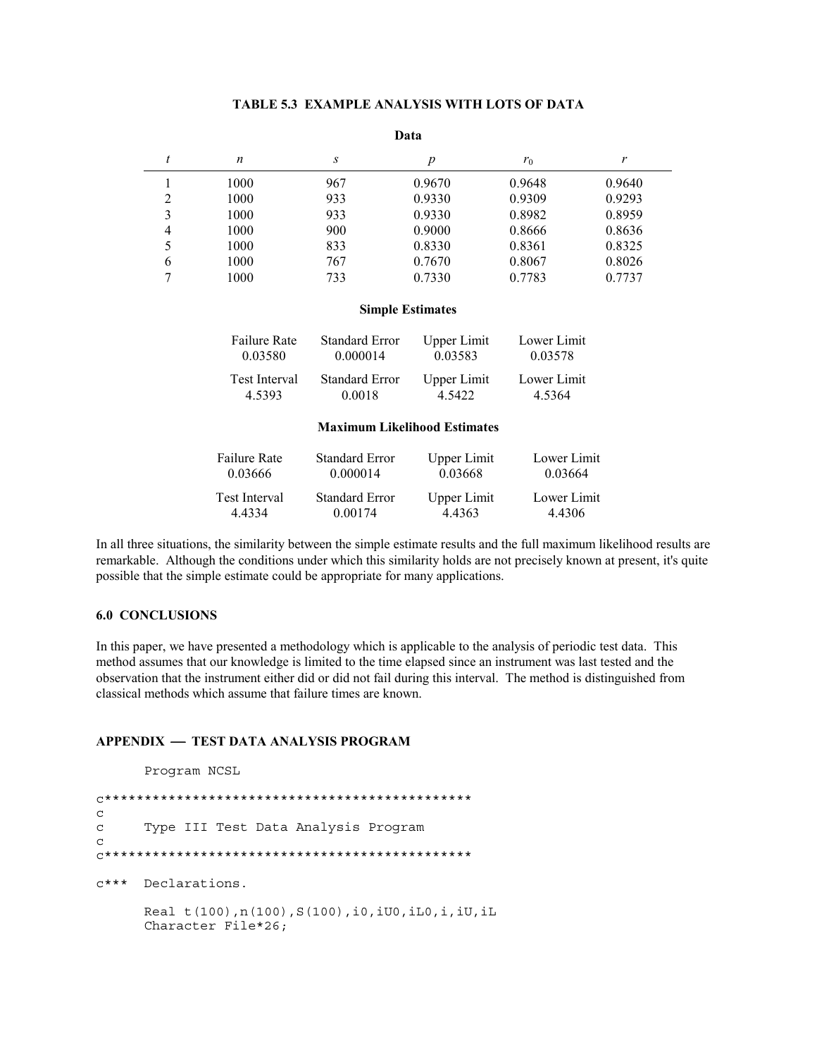**TABLE 5.3 EXAMPLE ANALYSIS WITH LOTS OF DATA**

**Data**

| $t$ | $n$ | $s$ | $p$ | $r_0$ | $r$ |
|---|---|---|---|---|---|
| 1 | 1000 | 967 | 0.9670 | 0.9648 | 0.9640 |
| 2 | 1000 | 933 | 0.9330 | 0.9309 | 0.9293 |
| 3 | 1000 | 933 | 0.9330 | 0.8982 | 0.8959 |
| 4 | 1000 | 900 | 0.9000 | 0.8666 | 0.8636 |
| 5 | 1000 | 833 | 0.8330 | 0.8361 | 0.8325 |
| 6 | 1000 | 767 | 0.7670 | 0.8067 | 0.8026 |
| 7 | 1000 | 733 | 0.7330 | 0.7783 | 0.7737 |

**Simple Estimates**

| Failure Rate | Standard Error | Upper Limit | Lower Limit |
|---|---|---|---|
| 0.03580 | 0.000014 | 0.03583 | 0.03578 |

| Test Interval | Standard Error | Upper Limit | Lower Limit |
|---|---|---|---|
| 4.5393 | 0.0018 | 4.5422 | 4.5364 |

**Maximum Likelihood Estimates**

| Failure Rate | Standard Error | Upper Limit | Lower Limit |
|---|---|---|---|
| 0.03666 | 0.000014 | 0.03668 | 0.03664 |

| Test Interval | Standard Error | Upper Limit | Lower Limit |
|---|---|---|---|
| 4.4334 | 0.00174 | 4.4363 | 4.4306 |

In all three situations, the similarity between the simple estimate results and the full maximum likelihood results are remarkable. Although the conditions under which this similarity holds are not precisely known at present, it's quite possible that the simple estimate could be appropriate for many applications.

## 6.0 CONCLUSIONS

In this paper, we have presented a methodology which is applicable to the analysis of periodic test data. This method assumes that our knowledge is limited to the time elapsed since an instrument was last tested and the observation that the instrument either did or did not fail during this interval. The method is distinguished from classical methods which assume that failure times are known.

## APPENDIX — TEST DATA ANALYSIS PROGRAM

```
      Program NCSL

c**********************************************
c
c     Type III Test Data Analysis Program
c
c**********************************************

c***  Declarations.

      Real t(100),n(100),S(100),i0,iU0,iL0,i,iU,iL
      Character File*26;
```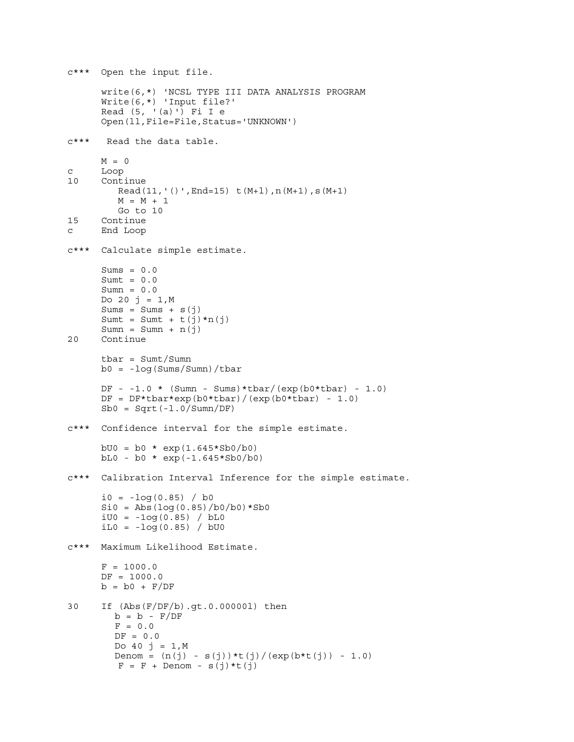```
c***  Open the input file.

      write(6,*) 'NCSL TYPE III DATA ANALYSIS PROGRAM
      Write(6,*) 'Input file?'
      Read (5, '(a)') Fi I e
      Open(ll,File=File,Status='UNKNOWN')

c***   Read the data table.

      M = 0
c     Loop
10    Continue
         Read(11,'()',End=15) t(M+l),n(M+1),s(M+1)
         M = M + 1
         Go to 10
15    Continue
c     End Loop

c***  Calculate simple estimate.

      Sums = 0.0
      Sumt = 0.0
      Sumn = 0.0
      Do 20 j = 1,M
      Sums = Sums + s(j)
      Sumt = Sumt + t(j)*n(j)
      Sumn = Sumn + n(j)
20    Continue

      tbar = Sumt/Sumn
      b0 = -log(Sums/Sumn)/tbar

      DF - -1.0 * (Sumn - Sums)*tbar/(exp(b0*tbar) - 1.0)
      DF = DF*tbar*exp(b0*tbar)/(exp(b0*tbar) - 1.0)
      Sb0 = Sqrt(-l.0/Sumn/DF)

c***  Confidence interval for the simple estimate.

      bU0 = b0 * exp(1.645*Sb0/b0)
      bL0 - b0 * exp(-1.645*Sb0/b0)

c***  Calibration Interval Inference for the simple estimate.

      i0 = -log(0.85) / b0
      Si0 = Abs(log(0.85)/b0/b0)*Sb0
      iU0 = -1og(0.85) / bL0
      iL0 = -log(0.85) / bU0

c***  Maximum Likelihood Estimate.

      F = 1000.0
      DF = 1000.0
      b = b0 + F/DF

30    If (Abs(F/DF/b).gt.0.00000l) then
        b = b - F/DF
        F = 0.0
        DF = 0.0
        Do 40 j = 1,M
        Denom = (n(j) - s(j))*t(j)/(exp(b*t(j)) - 1.0)
         F = F + Denom - s(j)*t(j)
```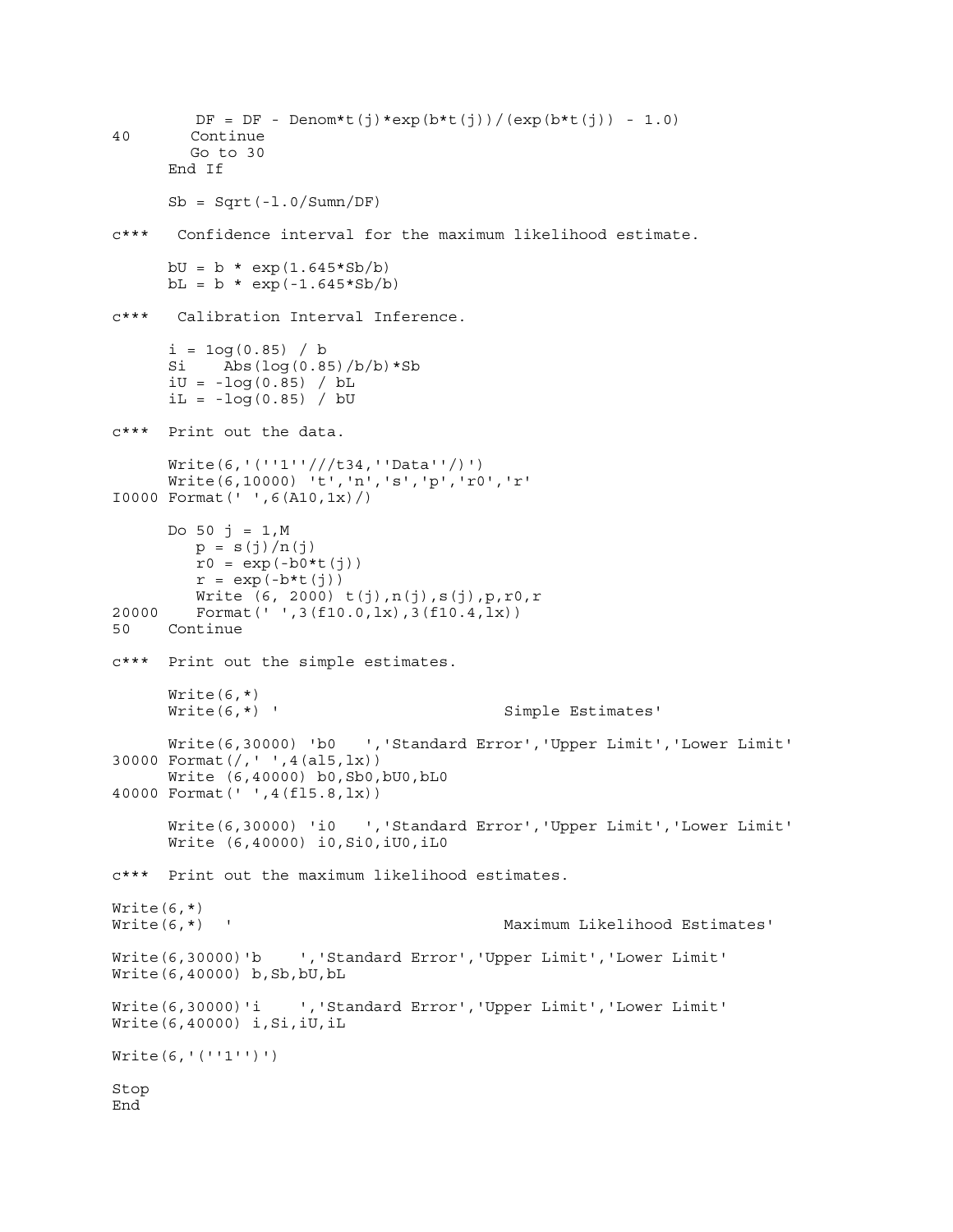```
         DF = DF - Denom*t(j)*exp(b*t(j))/(exp(b*t(j)) - 1.0)
40       Continue
         Go to 30
      End If

      Sb = Sqrt(-l.0/Sumn/DF)

c***   Confidence interval for the maximum likelihood estimate.

      bU = b * exp(1.645*Sb/b)
      bL = b * exp(-1.645*Sb/b)

c***   Calibration Interval Inference.

      i = log(0.85) / b
      Si    Abs(log(0.85)/b/b)*Sb
      iU = -log(0.85) / bL
      iL = -log(0.85) / bU

c***  Print out the data.

      Write(6,'(''1''//t34,''Data''/)')
      Write(6,10000) 't','n','s','p','r0','r'
I0000 Format(' ',6(A10,1x)/)

      Do 50 j = 1,M
         p = s(j)/n(j)
         r0 = exp(-b0*t(j))
         r = exp(-b*t(j))
         Write (6, 2000) t(j),n(j),s(j),p,r0,r
20000    Format(' ',3(f10.0,lx),3(f10.4,lx))
50    Continue

c***  Print out the simple estimates.

      Write(6,*)
      Write(6,*) '                         Simple Estimates'

      Write(6,30000) 'b0   ','Standard Error','Upper Limit','Lower Limit'
30000 Format(/,' ',4(al5,lx))
      Write (6,40000) b0,Sb0,bU0,bL0
40000 Format(' ',4(fl5.8,lx))

      Write(6,30000) 'i0   ','Standard Error','Upper Limit','Lower Limit'
      Write (6,40000) i0,Si0,iU0,iL0

c***  Print out the maximum likelihood estimates.

Write(6,*)
Write(6,*)  '                              Maximum Likelihood Estimates'

Write(6,30000)'b    ','Standard Error','Upper Limit','Lower Limit'
Write(6,40000) b,Sb,bU,bL

Write(6,30000)'i    ','Standard Error','Upper Limit','Lower Limit'
Write(6,40000) i,Si,iU,iL

Write(6,'(''1'')')

Stop
End
```